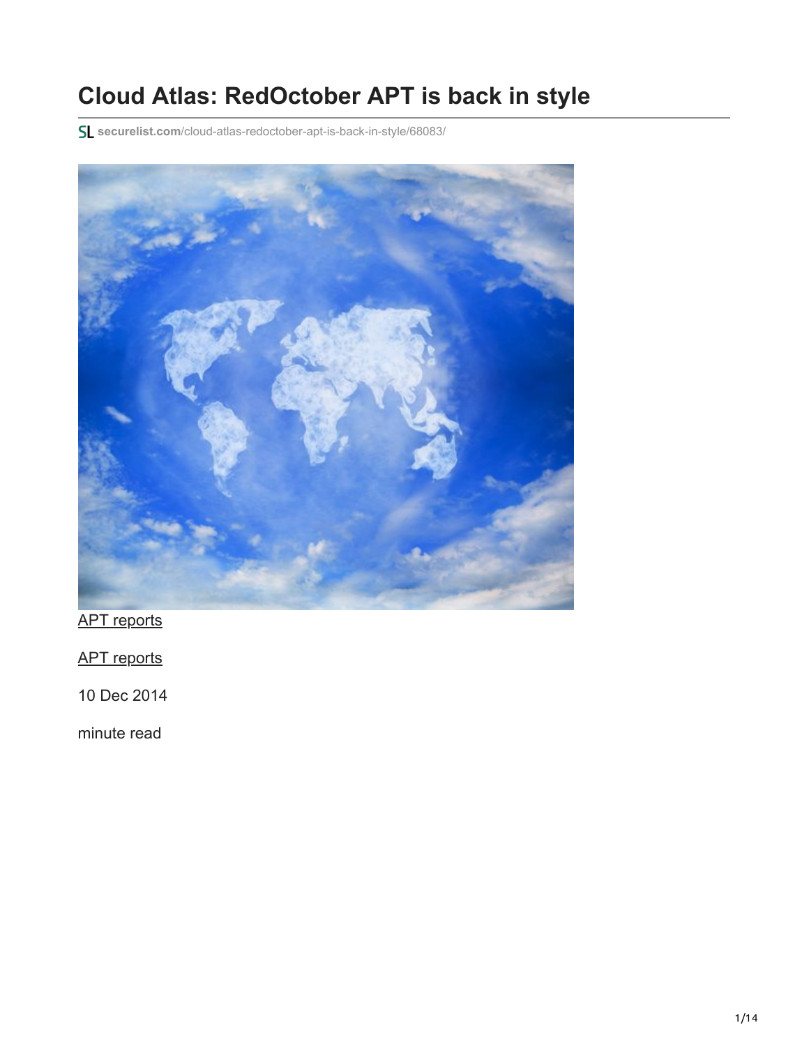# Cloud Atlas: RedOctober APT is back in style

securelist.com/cloud-atlas-redoctober-apt-is-back-in-style/68083/

APT reports

APT reports

10 Dec 2014

minute read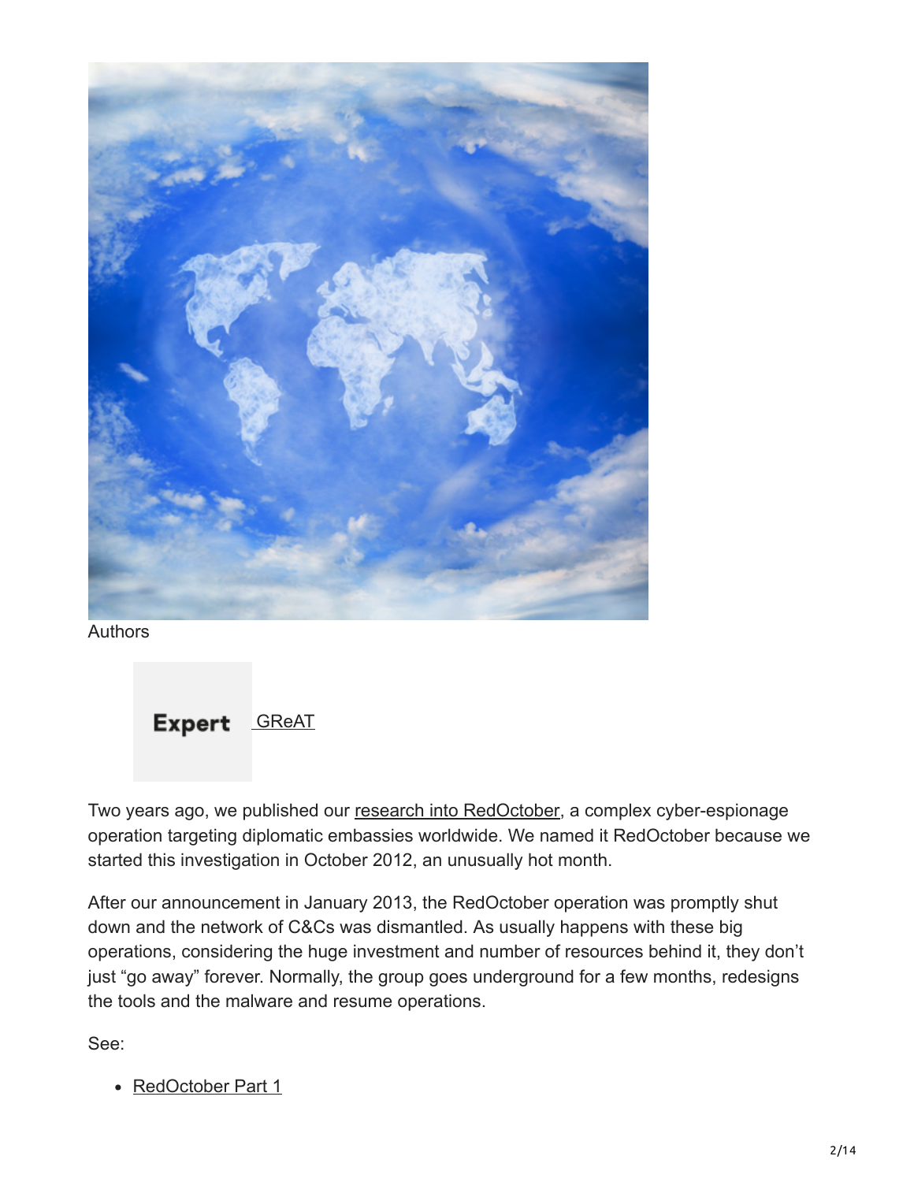Authors

Expert GReAT

Two years ago, we published our research into RedOctober, a complex cyber-espionage operation targeting diplomatic embassies worldwide. We named it RedOctober because we started this investigation in October 2012, an unusually hot month.

After our announcement in January 2013, the RedOctober operation was promptly shut down and the network of C&Cs was dismantled. As usually happens with these big operations, considering the huge investment and number of resources behind it, they don't just "go away" forever. Normally, the group goes underground for a few months, redesigns the tools and the malware and resume operations.

See:

- RedOctober Part 1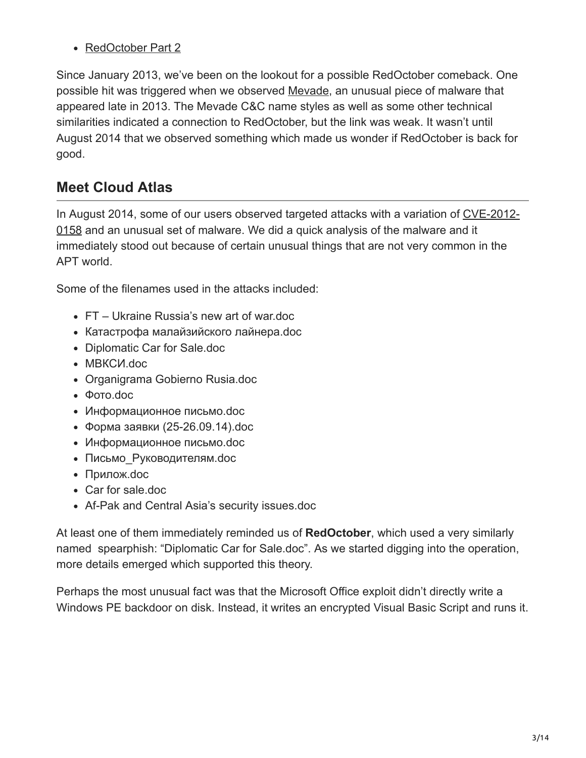- RedOctober Part 2

Since January 2013, we've been on the lookout for a possible RedOctober comeback. One possible hit was triggered when we observed Mevade, an unusual piece of malware that appeared late in 2013. The Mevade C&C name styles as well as some other technical similarities indicated a connection to RedOctober, but the link was weak. It wasn't until August 2014 that we observed something which made us wonder if RedOctober is back for good.

## Meet Cloud Atlas

In August 2014, some of our users observed targeted attacks with a variation of CVE-2012-0158 and an unusual set of malware. We did a quick analysis of the malware and it immediately stood out because of certain unusual things that are not very common in the APT world.

Some of the filenames used in the attacks included:

- FT – Ukraine Russia's new art of war.doc
- Катастрофа малайзийского лайнера.doc
- Diplomatic Car for Sale.doc
- МВКСИ.doc
- Organigrama Gobierno Rusia.doc
- Фото.doc
- Информационное письмо.doc
- Форма заявки (25-26.09.14).doc
- Информационное письмо.doc
- Письмо_Руководителям.doc
- Прилож.doc
- Car for sale.doc
- Af-Pak and Central Asia's security issues.doc

At least one of them immediately reminded us of **RedOctober**, which used a very similarly named spearphish: "Diplomatic Car for Sale.doc". As we started digging into the operation, more details emerged which supported this theory.

Perhaps the most unusual fact was that the Microsoft Office exploit didn't directly write a Windows PE backdoor on disk. Instead, it writes an encrypted Visual Basic Script and runs it.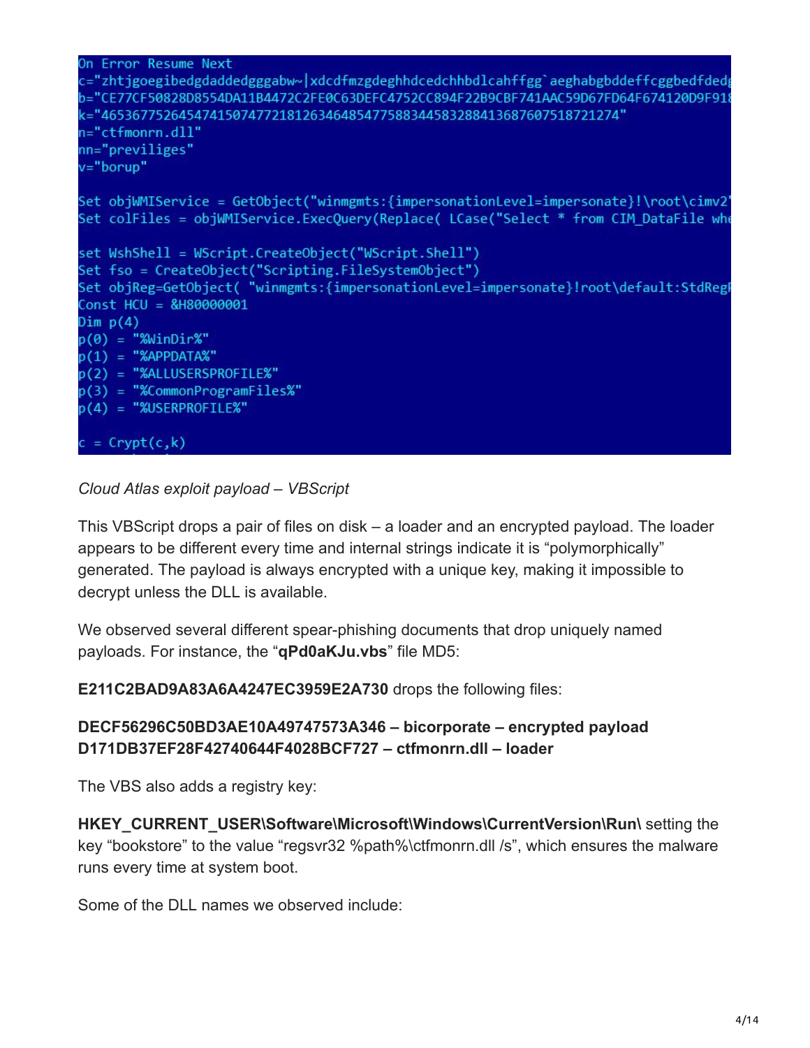```
On Error Resume Next
c="zhtjgoegibedgdaddedgggabw~|xdcdfmzgdeghhdcedchhbdlcahffgg`aeghabgbddeffcggbedfdedg
b="CE77CF50828D8554DA11B4472C2FE0C63DEFC4752CC894F22B9CBF741AAC59D67FD64F674120D9F918
k="4653677526454741507477218126346485477588344583288413687607518721274"
n="ctfmonrn.dll"
nn="previliges"
v="borup"

Set objWMIService = GetObject("winmgmts:{impersonationLevel=impersonate}!\root\cimv2"
Set colFiles = objWMIService.ExecQuery(Replace( LCase("Select * from CIM_DataFile whe

set WshShell = WScript.CreateObject("WScript.Shell")
Set fso = CreateObject("Scripting.FileSystemObject")
Set objReg=GetObject( "winmgmts:{impersonationLevel=impersonate}!root\default:StdRegP
Const HCU = &H80000001
Dim p(4)
p(0) = "%WinDir%"
p(1) = "%APPDATA%"
p(2) = "%ALLUSERSPROFILE%"
p(3) = "%CommonProgramFiles%"
p(4) = "%USERPROFILE%"

c = Crypt(c,k)
```

*Cloud Atlas exploit payload – VBScript*

This VBScript drops a pair of files on disk – a loader and an encrypted payload. The loader appears to be different every time and internal strings indicate it is "polymorphically" generated. The payload is always encrypted with a unique key, making it impossible to decrypt unless the DLL is available.

We observed several different spear-phishing documents that drop uniquely named payloads. For instance, the "**qPd0aKJu.vbs**" file MD5:

**E211C2BAD9A83A6A4247EC3959E2A730** drops the following files:

**DECF56296C50BD3AE10A49747573A346 – bicorporate – encrypted payload**
**D171DB37EF28F42740644F4028BCF727 – ctfmonrn.dll – loader**

The VBS also adds a registry key:

**HKEY_CURRENT_USER\Software\Microsoft\Windows\CurrentVersion\Run\** setting the key "bookstore" to the value "regsvr32 %path%\ctfmonrn.dll /s", which ensures the malware runs every time at system boot.

Some of the DLL names we observed include: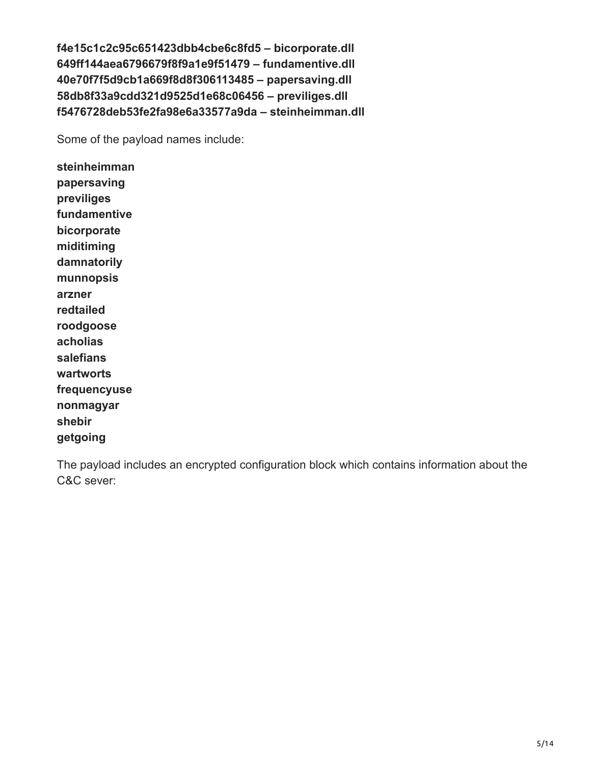**f4e15c1c2c95c651423dbb4cbe6c8fd5 – bicorporate.dll**
**649ff144aea6796679f8f9a1e9f51479 – fundamentive.dll**
**40e70f7f5d9cb1a669f8d8f306113485 – papersaving.dll**
**58db8f33a9cdd321d9525d1e68c06456 – previliges.dll**
**f5476728deb53fe2fa98e6a33577a9da – steinheimman.dll**

Some of the payload names include:

**steinheimman**
**papersaving**
**previliges**
**fundamentive**
**bicorporate**
**miditiming**
**damnatorily**
**munnopsis**
**arzner**
**redtailed**
**roodgoose**
**acholias**
**salefians**
**wartworts**
**frequencyuse**
**nonmagyar**
**shebir**
**getgoing**

The payload includes an encrypted configuration block which contains information about the C&C sever: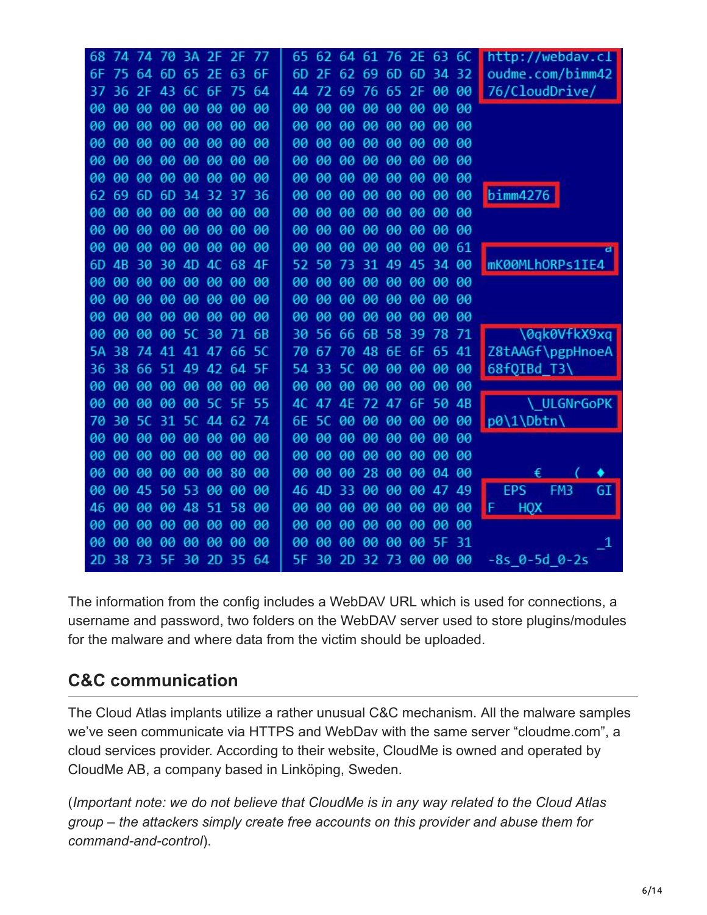```
68 74 74 70 3A 2F 2F 77   65 62 64 61 76 2E 63 6C   http://webdav.cl
6F 75 64 6D 65 2E 63 6F   6D 2F 62 69 6D 6D 34 32   oudme.com/bimm42
37 36 2F 43 6C 6F 75 64   44 72 69 76 65 2F 00 00   76/CloudDrive/
00 00 00 00 00 00 00 00   00 00 00 00 00 00 00 00
00 00 00 00 00 00 00 00   00 00 00 00 00 00 00 00
00 00 00 00 00 00 00 00   00 00 00 00 00 00 00 00
00 00 00 00 00 00 00 00   00 00 00 00 00 00 00 00
00 00 00 00 00 00 00 00   00 00 00 00 00 00 00 00
62 69 6D 6D 34 32 37 36   00 00 00 00 00 00 00 00   bimm4276
00 00 00 00 00 00 00 00   00 00 00 00 00 00 00 00
00 00 00 00 00 00 00 00   00 00 00 00 00 00 00 00
00 00 00 00 00 00 00 00   00 00 00 00 00 00 00 61                  a
6D 4B 30 30 4D 4C 68 4F   52 50 73 31 49 45 34 00   mK00MLhORPs1IE4
00 00 00 00 00 00 00 00   00 00 00 00 00 00 00 00
00 00 00 00 00 00 00 00   00 00 00 00 00 00 00 00
00 00 00 00 00 00 00 00   00 00 00 00 00 00 00 00
00 00 00 00 5C 30 71 6B   30 56 66 6B 58 39 78 71       \0qk0VfkX9xq
5A 38 74 41 41 47 66 5C   70 67 70 48 6E 6F 65 41   Z8tAAGf\pgpHnoeA
36 38 66 51 49 42 64 5F   54 33 5C 00 00 00 00 00   68fQIBd_T3\
00 00 00 00 00 00 00 00   00 00 00 00 00 00 00 00
00 00 00 00 00 5C 5F 55   4C 47 4E 72 47 6F 50 4B        \_ULGNrGoPK
70 30 5C 31 5C 44 62 74   6E 5C 00 00 00 00 00 00   p0\1\Dbtn\
00 00 00 00 00 00 00 00   00 00 00 00 00 00 00 00
00 00 00 00 00 00 00 00   00 00 00 00 00 00 00 00
00 00 00 00 00 00 80 00   00 00 00 28 00 00 04 00         €    (  ♦
00 00 45 50 53 00 00 00   46 4D 33 00 00 00 47 49     EPS   FM3   GI
46 00 00 00 48 51 58 00   00 00 00 00 00 00 00 00   F   HQX
00 00 00 00 00 00 00 00   00 00 00 00 00 00 00 00
00 00 00 00 00 00 00 00   00 00 00 00 00 00 5F 31                 _1
2D 38 73 5F 30 2D 35 64   5F 30 2D 32 73 00 00 00   -8s_0-5d_0-2s
```

The information from the config includes a WebDAV URL which is used for connections, a username and password, two folders on the WebDAV server used to store plugins/modules for the malware and where data from the victim should be uploaded.

## C&C communication

The Cloud Atlas implants utilize a rather unusual C&C mechanism. All the malware samples we've seen communicate via HTTPS and WebDav with the same server "cloudme.com", a cloud services provider. According to their website, CloudMe is owned and operated by CloudMe AB, a company based in Linköping, Sweden.

(*Important note: we do not believe that CloudMe is in any way related to the Cloud Atlas group – the attackers simply create free accounts on this provider and abuse them for command-and-control*).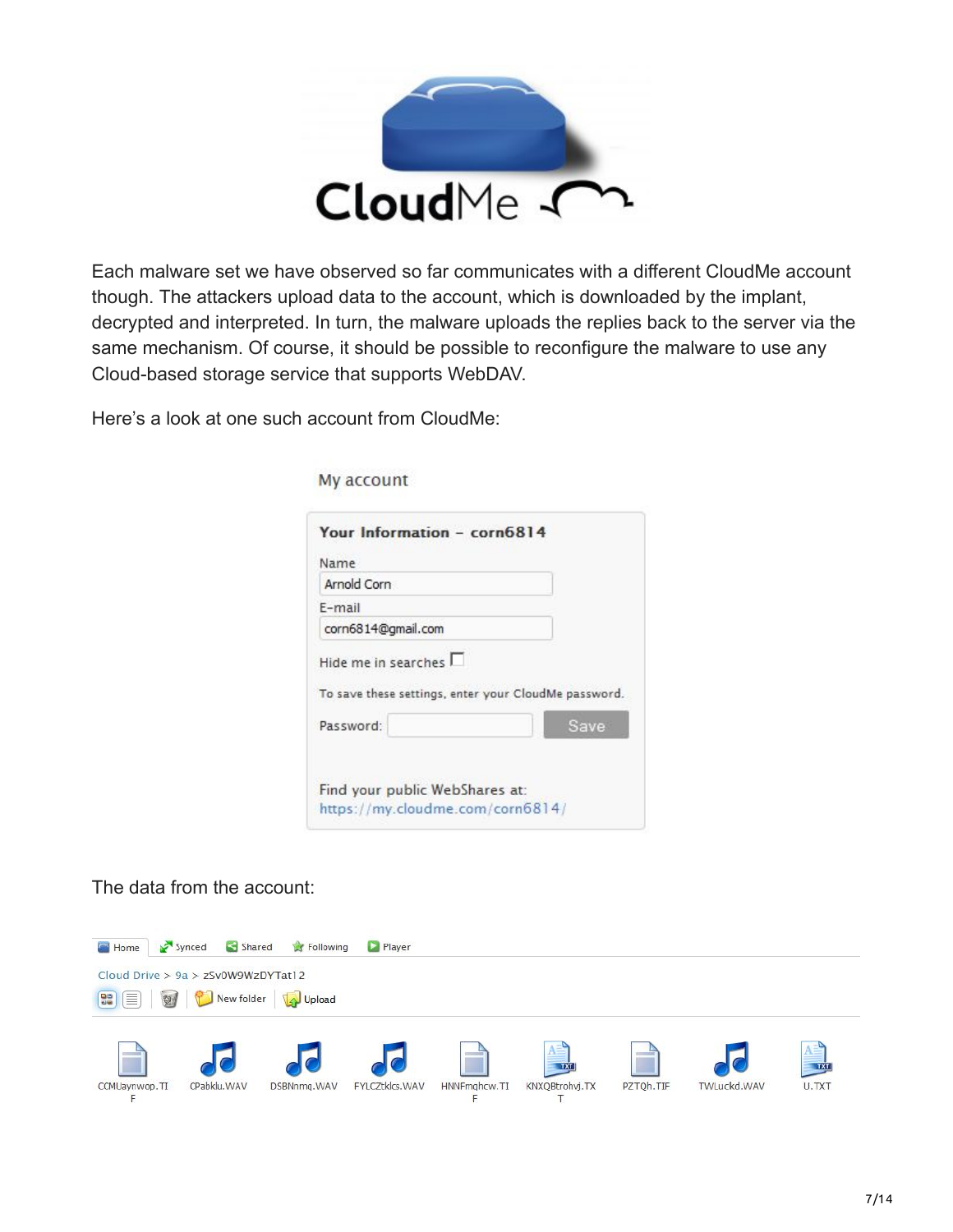Each malware set we have observed so far communicates with a different CloudMe account though. The attackers upload data to the account, which is downloaded by the implant, decrypted and interpreted. In turn, the malware uploads the replies back to the server via the same mechanism. Of course, it should be possible to reconfigure the malware to use any Cloud-based storage service that supports WebDAV.

Here's a look at one such account from CloudMe:

The data from the account: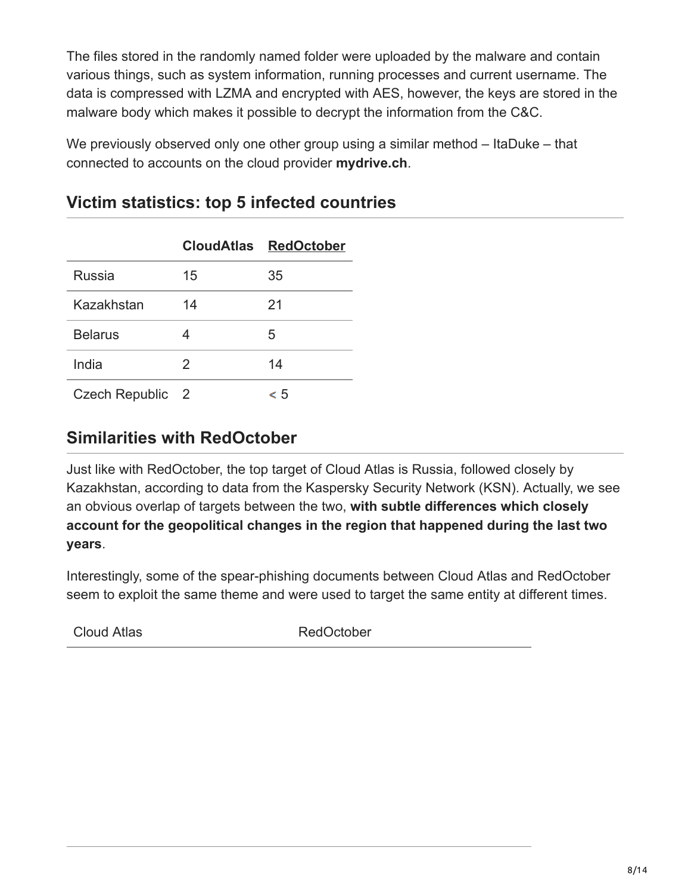The files stored in the randomly named folder were uploaded by the malware and contain various things, such as system information, running processes and current username. The data is compressed with LZMA and encrypted with AES, however, the keys are stored in the malware body which makes it possible to decrypt the information from the C&C.

We previously observed only one other group using a similar method – ItaDuke – that connected to accounts on the cloud provider **mydrive.ch**.

## Victim statistics: top 5 infected countries

| | **CloudAtlas** | **RedOctober** |
|---|---|---|
| Russia | 15 | 35 |
| Kazakhstan | 14 | 21 |
| Belarus | 4 | 5 |
| India | 2 | 14 |
| Czech Republic | 2 | < 5 |

## Similarities with RedOctober

Just like with RedOctober, the top target of Cloud Atlas is Russia, followed closely by Kazakhstan, according to data from the Kaspersky Security Network (KSN). Actually, we see an obvious overlap of targets between the two, **with subtle differences which closely account for the geopolitical changes in the region that happened during the last two years**.

Interestingly, some of the spear-phishing documents between Cloud Atlas and RedOctober seem to exploit the same theme and were used to target the same entity at different times.

| Cloud Atlas | RedOctober |
|---|---|
| | |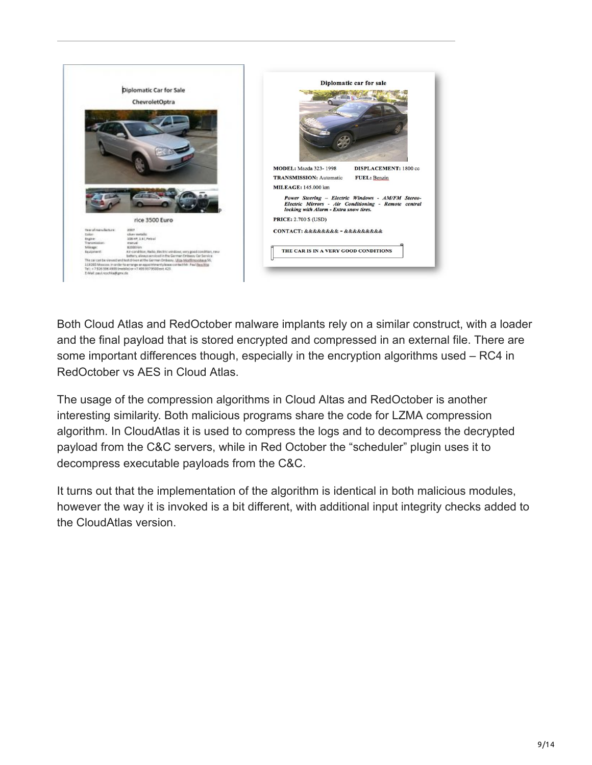Both Cloud Atlas and RedOctober malware implants rely on a similar construct, with a loader and the final payload that is stored encrypted and compressed in an external file. There are some important differences though, especially in the encryption algorithms used – RC4 in RedOctober vs AES in Cloud Atlas.

The usage of the compression algorithms in Cloud Altas and RedOctober is another interesting similarity. Both malicious programs share the code for LZMA compression algorithm. In CloudAtlas it is used to compress the logs and to decompress the decrypted payload from the C&C servers, while in Red October the "scheduler" plugin uses it to decompress executable payloads from the C&C.

It turns out that the implementation of the algorithm is identical in both malicious modules, however the way it is invoked is a bit different, with additional input integrity checks added to the CloudAtlas version.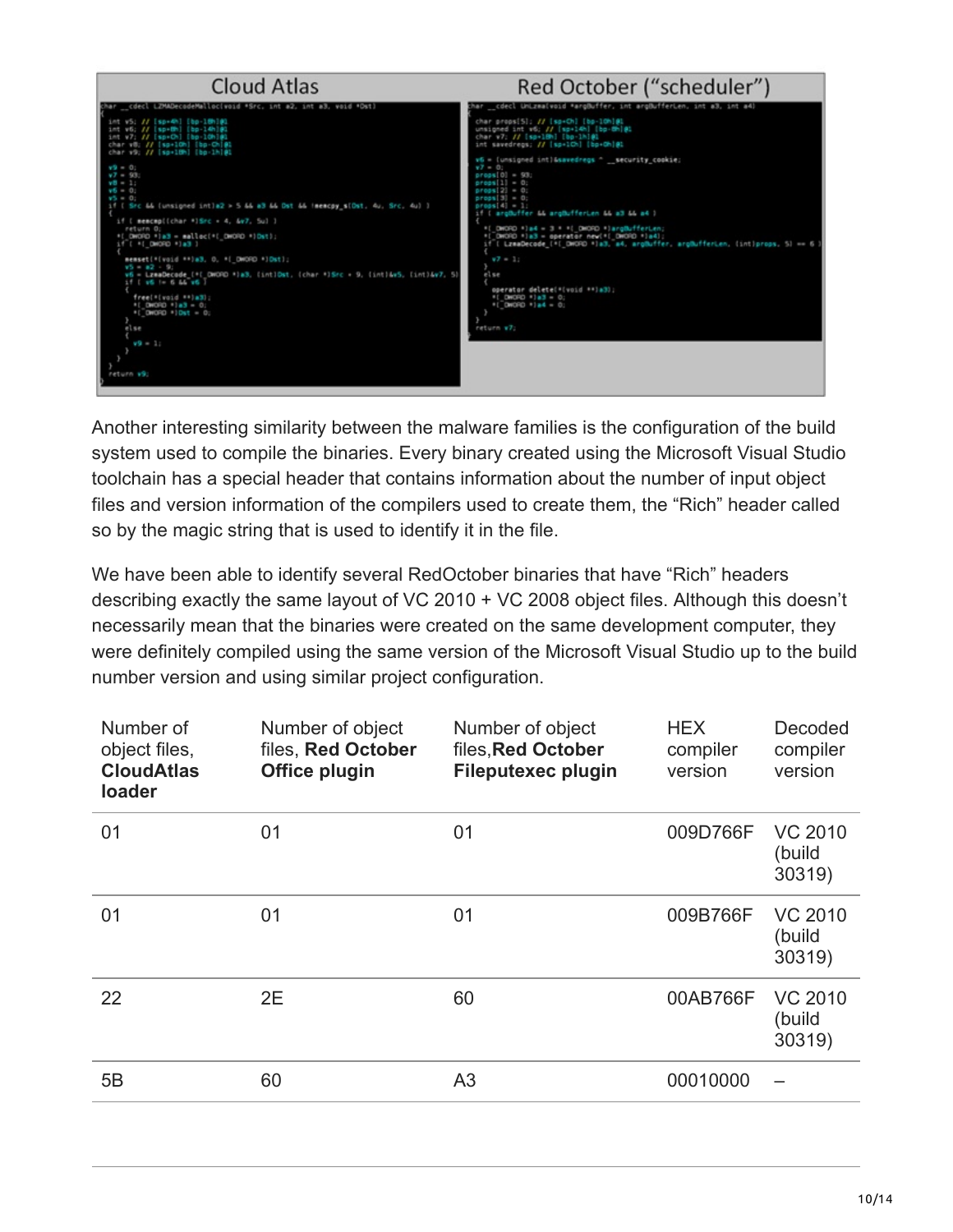**Cloud Atlas**

```
char __cdecl LZMADecodeMalloc(void *Src, int a2, int a3, void *Dst)
{
  int v5; // [sp+4h] [bp-18h]@1
  int v6; // [sp+8h] [bp-14h]@1
  int v7; // [sp+Ch] [bp-10h]@1
  char v8; // [sp+10h] [bp-Ch]@1
  char v9; // [sp+18h] [bp-1h]@1

  v9 = 0;
  v7 = 93;
  v8 = 1;
  v6 = 0;
  v5 = 0;
  if ( Src && (unsigned int)a2 > 5 && a3 && Dst && !memcpy_s(Dst, 4u, Src, 4u) )
  {
    if ( memcmp((char *)Src + 4, &v7, 5u) )
      return 0;
    *(_DWORD *)a3 = malloc(*(_DWORD *)Dst);
    if ( *(_DWORD *)a3 )
    {
      memset(*(void **)a3, 0, *(_DWORD *)Dst);
      v5 = a2 - 9;
      v6 = LzmaDecode_(*(_DWORD *)a3, (int)Dst, (char *)Src + 9, (int)&v5, (int)&v7, 5);
      if ( v6 != 6 && v6 )
      {
        free(*(void **)a3);
        *(_DWORD *)a3 = 0;
        *(_DWORD *)Dst = 0;
      }
      else
      {
        v9 = 1;
      }
    }
  }
  return v9;
}
```

**Red October ("scheduler")**

```
char __cdecl UnLzma(void *argBuffer, int argBufferLen, int a3, int a4)
{
  char props[5]; // [sp+Ch] [bp-10h]@1
  unsigned int v6; // [sp+14h] [bp-8h]@1
  char v7; // [sp+18h] [bp-1h]@1
  int savedregs; // [sp+1Ch] [bp+0h]@1

  v6 = (unsigned int)&savedregs ^ __security_cookie;
  v7 = 0;
  props[0] = 93;
  props[1] = 0;
  props[2] = 0;
  props[3] = 0;
  props[4] = 1;
  if ( argBuffer && argBufferLen && a3 && a4 )
  {
    *(_DWORD *)a4 = 3 * *(_DWORD *)argBufferLen;
    *(_DWORD *)a3 = operator new(*(_DWORD *)a4);
    if ( LzmaDecode_(*(_DWORD *)a3, a4, argBuffer, argBufferLen, (int)props, 5) == 6 )
    {
      v7 = 1;
    }
    else
    {
      operator delete(*(void **)a3);
      *(_DWORD *)a3 = 0;
      *(_DWORD *)a4 = 0;
    }
  }
  return v7;
}
```

Another interesting similarity between the malware families is the configuration of the build system used to compile the binaries. Every binary created using the Microsoft Visual Studio toolchain has a special header that contains information about the number of input object files and version information of the compilers used to create them, the "Rich" header called so by the magic string that is used to identify it in the file.

We have been able to identify several RedOctober binaries that have "Rich" headers describing exactly the same layout of VC 2010 + VC 2008 object files. Although this doesn't necessarily mean that the binaries were created on the same development computer, they were definitely compiled using the same version of the Microsoft Visual Studio up to the build number version and using similar project configuration.

| Number of object files, **CloudAtlas loader** | Number of object files, **Red October Office plugin** | Number of object files,**Red October Fileputexec plugin** | HEX compiler version | Decoded compiler version |
|---|---|---|---|---|
| 01 | 01 | 01 | 009D766F | VC 2010 (build 30319) |
| 01 | 01 | 01 | 009B766F | VC 2010 (build 30319) |
| 22 | 2E | 60 | 00AB766F | VC 2010 (build 30319) |
| 5B | 60 | A3 | 00010000 | – |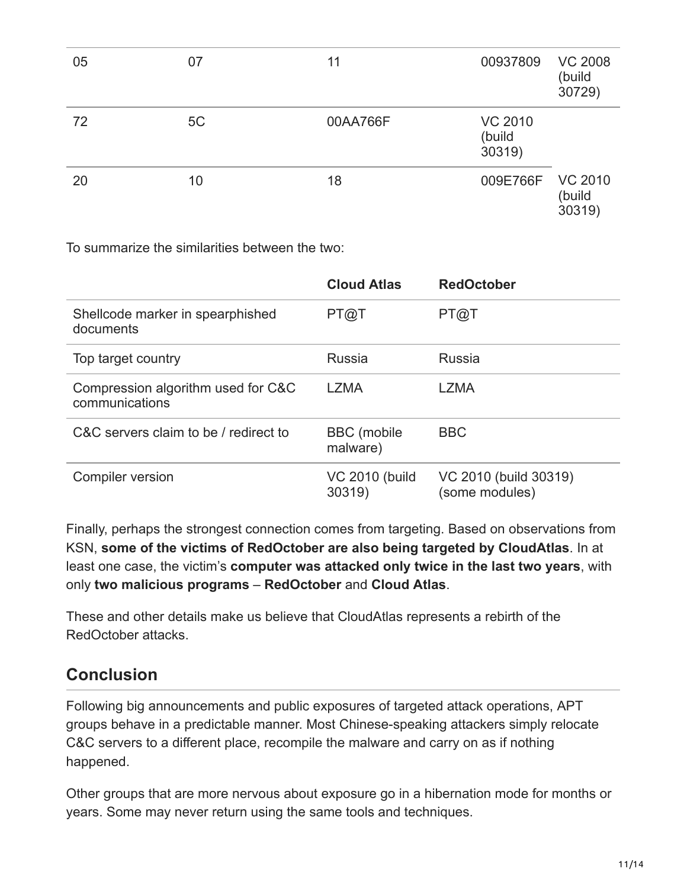| | | | | |
|---|---|---|---|---|
| 05 | 07 | 11 | 00937809 | VC 2008 (build 30729) |
| 72 | 5C | 00AA766F | VC 2010 (build 30319) | |
| 20 | 10 | 18 | 009E766F | VC 2010 (build 30319) |

To summarize the similarities between the two:

| | **Cloud Atlas** | **RedOctober** |
|---|---|---|
| Shellcode marker in spearphished documents | PT@T | PT@T |
| Top target country | Russia | Russia |
| Compression algorithm used for C&C communications | LZMA | LZMA |
| C&C servers claim to be / redirect to | BBC (mobile malware) | BBC |
| Compiler version | VC 2010 (build 30319) | VC 2010 (build 30319) (some modules) |

Finally, perhaps the strongest connection comes from targeting. Based on observations from KSN, **some of the victims of RedOctober are also being targeted by CloudAtlas**. In at least one case, the victim's **computer was attacked only twice in the last two years**, with only **two malicious programs** – **RedOctober** and **Cloud Atlas**.

These and other details make us believe that CloudAtlas represents a rebirth of the RedOctober attacks.

## Conclusion

Following big announcements and public exposures of targeted attack operations, APT groups behave in a predictable manner. Most Chinese-speaking attackers simply relocate C&C servers to a different place, recompile the malware and carry on as if nothing happened.

Other groups that are more nervous about exposure go in a hibernation mode for months or years. Some may never return using the same tools and techniques.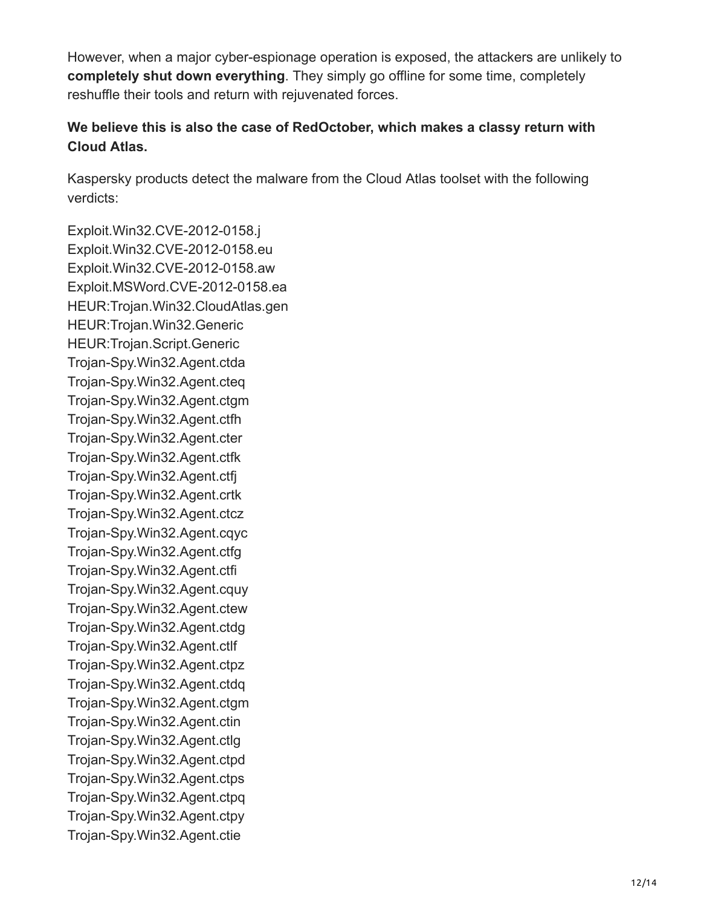However, when a major cyber-espionage operation is exposed, the attackers are unlikely to **completely shut down everything**. They simply go offline for some time, completely reshuffle their tools and return with rejuvenated forces.

**We believe this is also the case of RedOctober, which makes a classy return with Cloud Atlas.**

Kaspersky products detect the malware from the Cloud Atlas toolset with the following verdicts:

Exploit.Win32.CVE-2012-0158.j
Exploit.Win32.CVE-2012-0158.eu
Exploit.Win32.CVE-2012-0158.aw
Exploit.MSWord.CVE-2012-0158.ea
HEUR:Trojan.Win32.CloudAtlas.gen
HEUR:Trojan.Win32.Generic
HEUR:Trojan.Script.Generic
Trojan-Spy.Win32.Agent.ctda
Trojan-Spy.Win32.Agent.cteq
Trojan-Spy.Win32.Agent.ctgm
Trojan-Spy.Win32.Agent.ctfh
Trojan-Spy.Win32.Agent.cter
Trojan-Spy.Win32.Agent.ctfk
Trojan-Spy.Win32.Agent.ctfj
Trojan-Spy.Win32.Agent.crtk
Trojan-Spy.Win32.Agent.ctcz
Trojan-Spy.Win32.Agent.cqyc
Trojan-Spy.Win32.Agent.ctfg
Trojan-Spy.Win32.Agent.ctfi
Trojan-Spy.Win32.Agent.cquy
Trojan-Spy.Win32.Agent.ctew
Trojan-Spy.Win32.Agent.ctdg
Trojan-Spy.Win32.Agent.ctlf
Trojan-Spy.Win32.Agent.ctpz
Trojan-Spy.Win32.Agent.ctdq
Trojan-Spy.Win32.Agent.ctgm
Trojan-Spy.Win32.Agent.ctin
Trojan-Spy.Win32.Agent.ctlg
Trojan-Spy.Win32.Agent.ctpd
Trojan-Spy.Win32.Agent.ctps
Trojan-Spy.Win32.Agent.ctpq
Trojan-Spy.Win32.Agent.ctpy
Trojan-Spy.Win32.Agent.ctie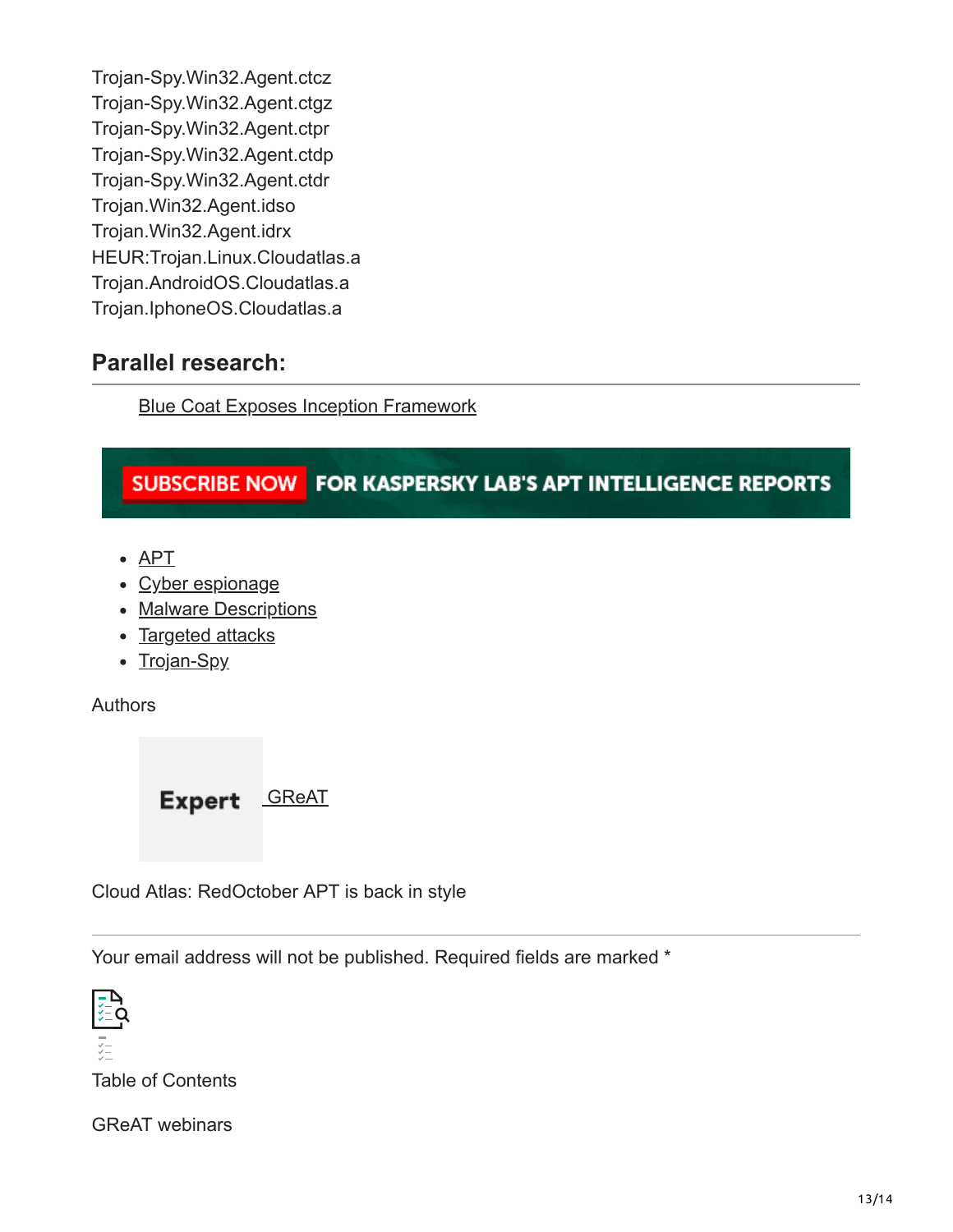Trojan-Spy.Win32.Agent.ctcz
Trojan-Spy.Win32.Agent.ctgz
Trojan-Spy.Win32.Agent.ctpr
Trojan-Spy.Win32.Agent.ctdp
Trojan-Spy.Win32.Agent.ctdr
Trojan.Win32.Agent.idso
Trojan.Win32.Agent.idrx
HEUR:Trojan.Linux.Cloudatlas.a
Trojan.AndroidOS.Cloudatlas.a
Trojan.IphoneOS.Cloudatlas.a

## Parallel research:

Blue Coat Exposes Inception Framework

SUBSCRIBE NOW FOR KASPERSKY LAB'S APT INTELLIGENCE REPORTS

- APT
- Cyber espionage
- Malware Descriptions
- Targeted attacks
- Trojan-Spy

Authors

Expert GReAT

Cloud Atlas: RedOctober APT is back in style

Your email address will not be published. Required fields are marked *

Table of Contents

GReAT webinars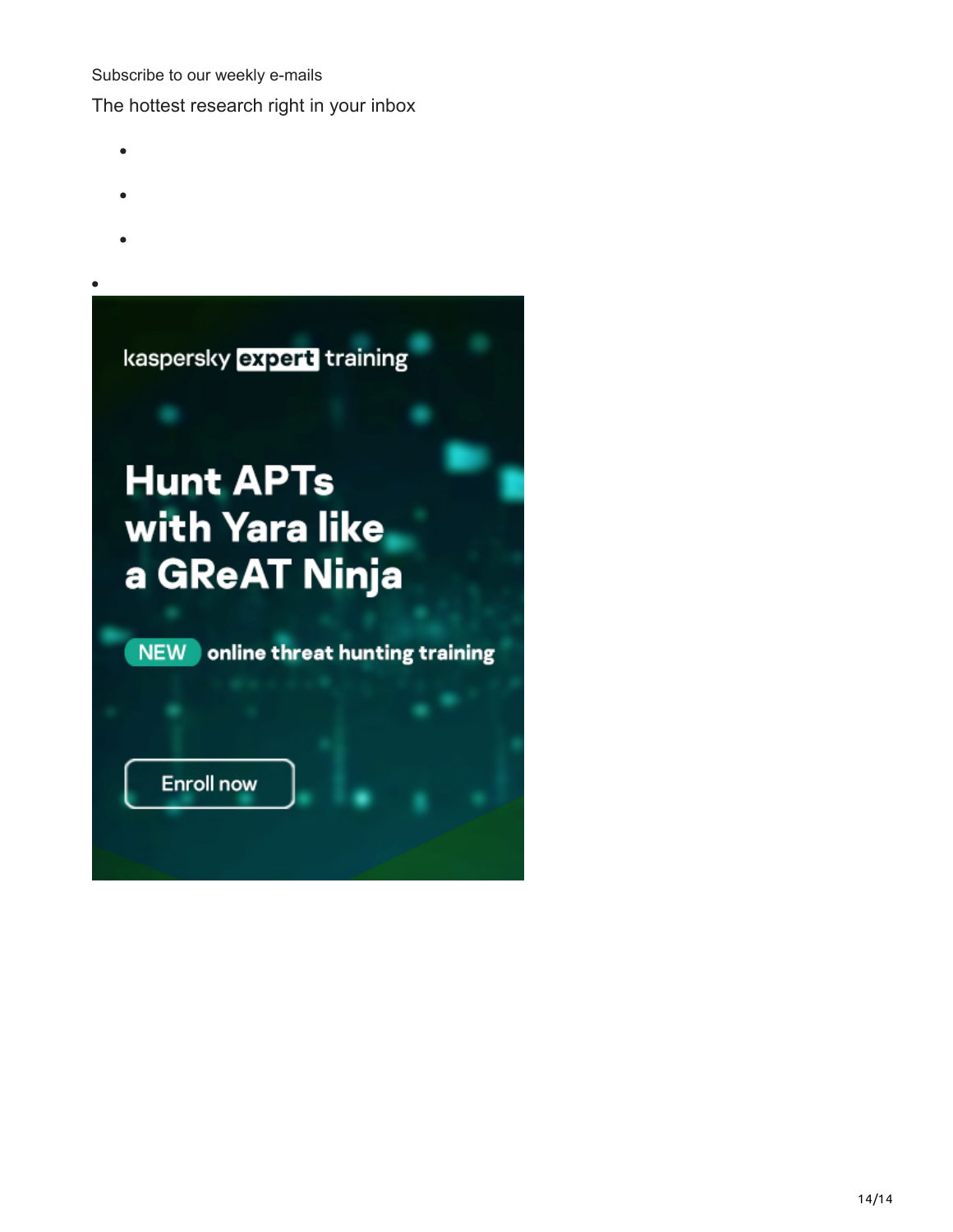Subscribe to our weekly e-mails

The hottest research right in your inbox

kaspersky expert training

Hunt APTs with Yara like a GReAT Ninja

NEW online threat hunting training

Enroll now